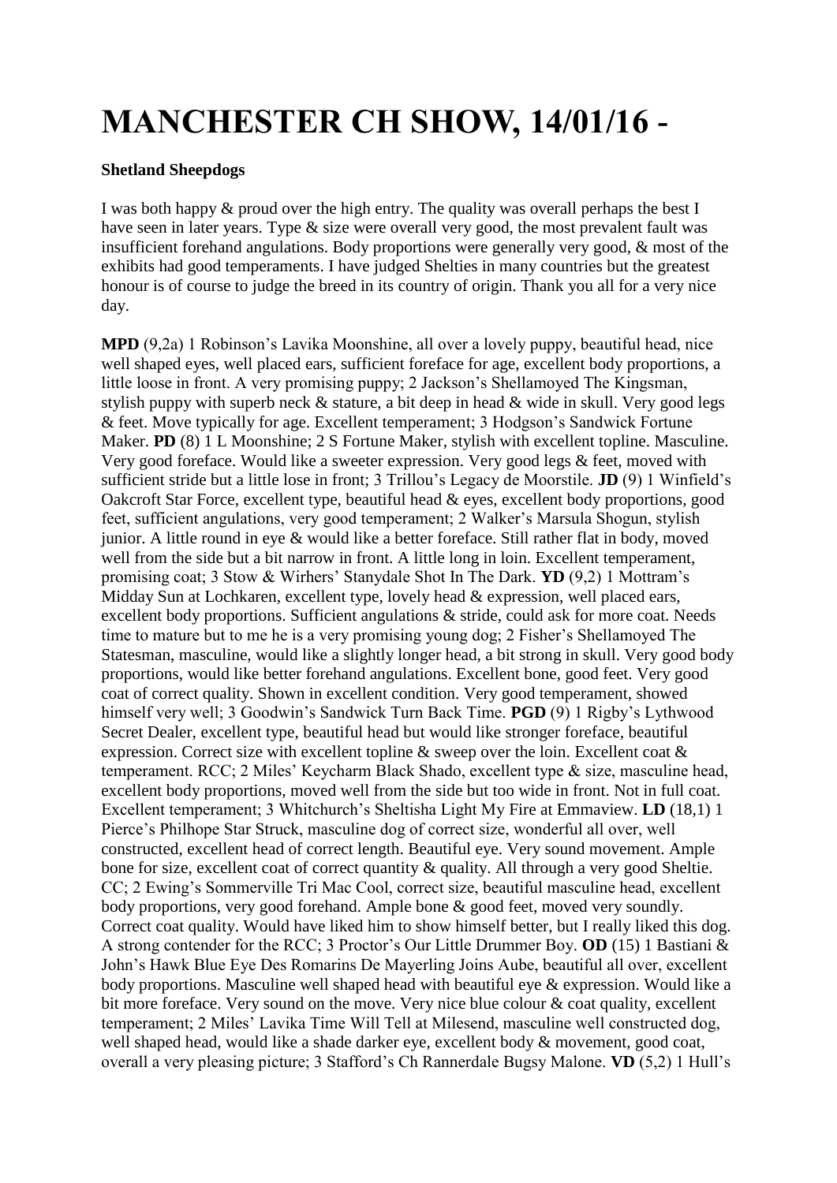# MANCHESTER CH SHOW, 14/01/16 -

**Shetland Sheepdogs**

I was both happy & proud over the high entry. The quality was overall perhaps the best I have seen in later years. Type & size were overall very good, the most prevalent fault was insufficient forehand angulations. Body proportions were generally very good, & most of the exhibits had good temperaments. I have judged Shelties in many countries but the greatest honour is of course to judge the breed in its country of origin. Thank you all for a very nice day.

**MPD** (9,2a) 1 Robinson's Lavika Moonshine, all over a lovely puppy, beautiful head, nice well shaped eyes, well placed ears, sufficient foreface for age, excellent body proportions, a little loose in front. A very promising puppy; 2 Jackson's Shellamoyed The Kingsman, stylish puppy with superb neck & stature, a bit deep in head & wide in skull. Very good legs & feet. Move typically for age. Excellent temperament; 3 Hodgson's Sandwick Fortune Maker. **PD** (8) 1 L Moonshine; 2 S Fortune Maker, stylish with excellent topline. Masculine. Very good foreface. Would like a sweeter expression. Very good legs & feet, moved with sufficient stride but a little lose in front; 3 Trillou's Legacy de Moorstile. **JD** (9) 1 Winfield's Oakcroft Star Force, excellent type, beautiful head & eyes, excellent body proportions, good feet, sufficient angulations, very good temperament; 2 Walker's Marsula Shogun, stylish junior. A little round in eye & would like a better foreface. Still rather flat in body, moved well from the side but a bit narrow in front. A little long in loin. Excellent temperament, promising coat; 3 Stow & Wirhers' Stanydale Shot In The Dark. **YD** (9,2) 1 Mottram's Midday Sun at Lochkaren, excellent type, lovely head & expression, well placed ears, excellent body proportions. Sufficient angulations & stride, could ask for more coat. Needs time to mature but to me he is a very promising young dog; 2 Fisher's Shellamoyed The Statesman, masculine, would like a slightly longer head, a bit strong in skull. Very good body proportions, would like better forehand angulations. Excellent bone, good feet. Very good coat of correct quality. Shown in excellent condition. Very good temperament, showed himself very well; 3 Goodwin's Sandwick Turn Back Time. **PGD** (9) 1 Rigby's Lythwood Secret Dealer, excellent type, beautiful head but would like stronger foreface, beautiful expression. Correct size with excellent topline & sweep over the loin. Excellent coat & temperament. RCC; 2 Miles' Keycharm Black Shado, excellent type & size, masculine head, excellent body proportions, moved well from the side but too wide in front. Not in full coat. Excellent temperament; 3 Whitchurch's Sheltisha Light My Fire at Emmaview. **LD** (18,1) 1 Pierce's Philhope Star Struck, masculine dog of correct size, wonderful all over, well constructed, excellent head of correct length. Beautiful eye. Very sound movement. Ample bone for size, excellent coat of correct quantity & quality. All through a very good Sheltie. CC; 2 Ewing's Sommerville Tri Mac Cool, correct size, beautiful masculine head, excellent body proportions, very good forehand. Ample bone & good feet, moved very soundly. Correct coat quality. Would have liked him to show himself better, but I really liked this dog. A strong contender for the RCC; 3 Proctor's Our Little Drummer Boy. **OD** (15) 1 Bastiani & John's Hawk Blue Eye Des Romarins De Mayerling Joins Aube, beautiful all over, excellent body proportions. Masculine well shaped head with beautiful eye & expression. Would like a bit more foreface. Very sound on the move. Very nice blue colour & coat quality, excellent temperament; 2 Miles' Lavika Time Will Tell at Milesend, masculine well constructed dog, well shaped head, would like a shade darker eye, excellent body & movement, good coat, overall a very pleasing picture; 3 Stafford's Ch Rannerdale Bugsy Malone. **VD** (5,2) 1 Hull's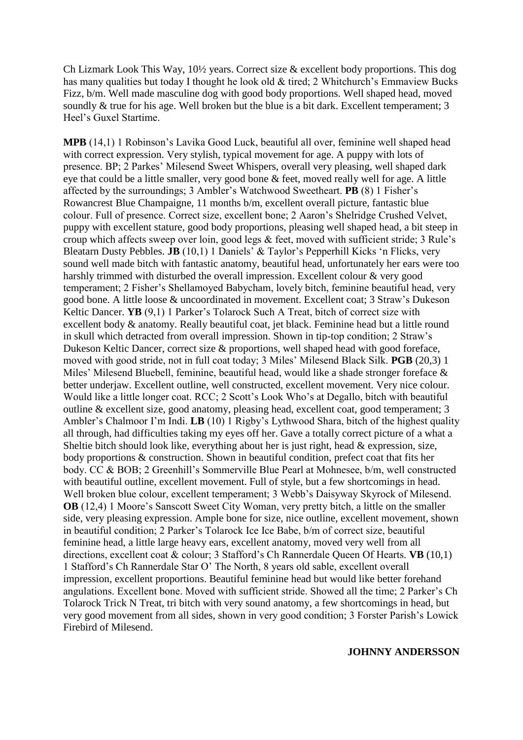Ch Lizmark Look This Way, 10½ years. Correct size & excellent body proportions. This dog has many qualities but today I thought he look old & tired; 2 Whitchurch's Emmaview Bucks Fizz, b/m. Well made masculine dog with good body proportions. Well shaped head, moved soundly & true for his age. Well broken but the blue is a bit dark. Excellent temperament; 3 Heel's Guxel Startime.

**MPB** (14,1) 1 Robinson's Lavika Good Luck, beautiful all over, feminine well shaped head with correct expression. Very stylish, typical movement for age. A puppy with lots of presence. BP; 2 Parkes' Milesend Sweet Whispers, overall very pleasing, well shaped dark eye that could be a little smaller, very good bone & feet, moved really well for age. A little affected by the surroundings; 3 Ambler's Watchwood Sweetheart. **PB** (8) 1 Fisher's Rowancrest Blue Champaigne, 11 months b/m, excellent overall picture, fantastic blue colour. Full of presence. Correct size, excellent bone; 2 Aaron's Shelridge Crushed Velvet, puppy with excellent stature, good body proportions, pleasing well shaped head, a bit steep in croup which affects sweep over loin, good legs & feet, moved with sufficient stride; 3 Rule's Bleatarn Dusty Pebbles. **JB** (10,1) 1 Daniels' & Taylor's Pepperhill Kicks 'n Flicks, very sound well made bitch with fantastic anatomy, beautiful head, unfortunately her ears were too harshly trimmed with disturbed the overall impression. Excellent colour & very good temperament; 2 Fisher's Shellamoyed Babycham, lovely bitch, feminine beautiful head, very good bone. A little loose & uncoordinated in movement. Excellent coat; 3 Straw's Dukeson Keltic Dancer. **YB** (9,1) 1 Parker's Tolarock Such A Treat, bitch of correct size with excellent body & anatomy. Really beautiful coat, jet black. Feminine head but a little round in skull which detracted from overall impression. Shown in tip-top condition; 2 Straw's Dukeson Keltic Dancer, correct size & proportions, well shaped head with good foreface, moved with good stride, not in full coat today; 3 Miles' Milesend Black Silk. **PGB** (20,3) 1 Miles' Milesend Bluebell, feminine, beautiful head, would like a shade stronger foreface & better underjaw. Excellent outline, well constructed, excellent movement. Very nice colour. Would like a little longer coat. RCC; 2 Scott's Look Who's at Degallo, bitch with beautiful outline & excellent size, good anatomy, pleasing head, excellent coat, good temperament; 3 Ambler's Chalmoor I'm Indi. **LB** (10) 1 Rigby's Lythwood Shara, bitch of the highest quality all through, had difficulties taking my eyes off her. Gave a totally correct picture of a what a Sheltie bitch should look like, everything about her is just right, head & expression, size, body proportions & construction. Shown in beautiful condition, prefect coat that fits her body. CC & BOB; 2 Greenhill's Sommerville Blue Pearl at Mohnesee, b/m, well constructed with beautiful outline, excellent movement. Full of style, but a few shortcomings in head. Well broken blue colour, excellent temperament; 3 Webb's Daisyway Skyrock of Milesend. **OB** (12,4) 1 Moore's Sanscott Sweet City Woman, very pretty bitch, a little on the smaller side, very pleasing expression. Ample bone for size, nice outline, excellent movement, shown in beautiful condition; 2 Parker's Tolarock Ice Ice Babe, b/m of correct size, beautiful feminine head, a little large heavy ears, excellent anatomy, moved very well from all directions, excellent coat & colour; 3 Stafford's Ch Rannerdale Queen Of Hearts. **VB** (10,1) 1 Stafford's Ch Rannerdale Star O' The North, 8 years old sable, excellent overall impression, excellent proportions. Beautiful feminine head but would like better forehand angulations. Excellent bone. Moved with sufficient stride. Showed all the time; 2 Parker's Ch Tolarock Trick N Treat, tri bitch with very sound anatomy, a few shortcomings in head, but very good movement from all sides, shown in very good condition; 3 Forster Parish's Lowick Firebird of Milesend.

**JOHNNY ANDERSSON**